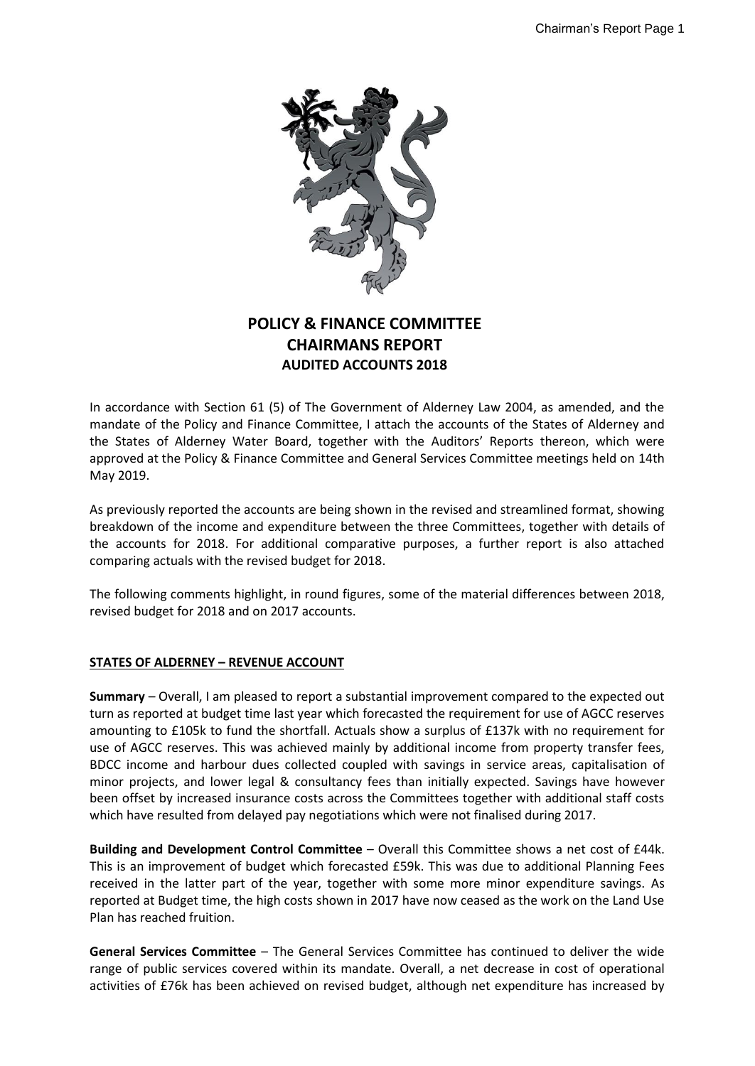# POLICY & FINANCE COMMITTEE
# CHAIRMANS REPORT
## AUDITED ACCOUNTS 2018

In accordance with Section 61 (5) of The Government of Alderney Law 2004, as amended, and the mandate of the Policy and Finance Committee, I attach the accounts of the States of Alderney and the States of Alderney Water Board, together with the Auditors' Reports thereon, which were approved at the Policy & Finance Committee and General Services Committee meetings held on 14th May 2019.

As previously reported the accounts are being shown in the revised and streamlined format, showing breakdown of the income and expenditure between the three Committees, together with details of the accounts for 2018. For additional comparative purposes, a further report is also attached comparing actuals with the revised budget for 2018.

The following comments highlight, in round figures, some of the material differences between 2018, revised budget for 2018 and on 2017 accounts.

**STATES OF ALDERNEY – REVENUE ACCOUNT**

**Summary** – Overall, I am pleased to report a substantial improvement compared to the expected out turn as reported at budget time last year which forecasted the requirement for use of AGCC reserves amounting to £105k to fund the shortfall. Actuals show a surplus of £137k with no requirement for use of AGCC reserves. This was achieved mainly by additional income from property transfer fees, BDCC income and harbour dues collected coupled with savings in service areas, capitalisation of minor projects, and lower legal & consultancy fees than initially expected. Savings have however been offset by increased insurance costs across the Committees together with additional staff costs which have resulted from delayed pay negotiations which were not finalised during 2017.

**Building and Development Control Committee** – Overall this Committee shows a net cost of £44k. This is an improvement of budget which forecasted £59k. This was due to additional Planning Fees received in the latter part of the year, together with some more minor expenditure savings. As reported at Budget time, the high costs shown in 2017 have now ceased as the work on the Land Use Plan has reached fruition.

**General Services Committee** – The General Services Committee has continued to deliver the wide range of public services covered within its mandate. Overall, a net decrease in cost of operational activities of £76k has been achieved on revised budget, although net expenditure has increased by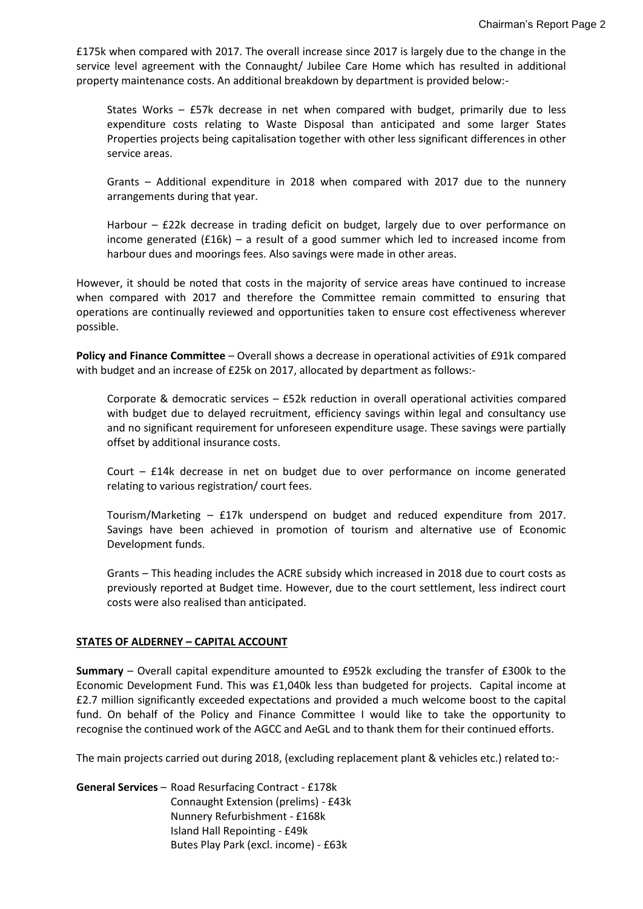£175k when compared with 2017. The overall increase since 2017 is largely due to the change in the service level agreement with the Connaught/ Jubilee Care Home which has resulted in additional property maintenance costs. An additional breakdown by department is provided below:-

States Works – £57k decrease in net when compared with budget, primarily due to less expenditure costs relating to Waste Disposal than anticipated and some larger States Properties projects being capitalisation together with other less significant differences in other service areas.

Grants – Additional expenditure in 2018 when compared with 2017 due to the nunnery arrangements during that year.

Harbour – £22k decrease in trading deficit on budget, largely due to over performance on income generated (£16k) – a result of a good summer which led to increased income from harbour dues and moorings fees. Also savings were made in other areas.

However, it should be noted that costs in the majority of service areas have continued to increase when compared with 2017 and therefore the Committee remain committed to ensuring that operations are continually reviewed and opportunities taken to ensure cost effectiveness wherever possible.

**Policy and Finance Committee** – Overall shows a decrease in operational activities of £91k compared with budget and an increase of £25k on 2017, allocated by department as follows:-

Corporate & democratic services – £52k reduction in overall operational activities compared with budget due to delayed recruitment, efficiency savings within legal and consultancy use and no significant requirement for unforeseen expenditure usage. These savings were partially offset by additional insurance costs.

Court – £14k decrease in net on budget due to over performance on income generated relating to various registration/ court fees.

Tourism/Marketing – £17k underspend on budget and reduced expenditure from 2017. Savings have been achieved in promotion of tourism and alternative use of Economic Development funds.

Grants – This heading includes the ACRE subsidy which increased in 2018 due to court costs as previously reported at Budget time. However, due to the court settlement, less indirect court costs were also realised than anticipated.

## STATES OF ALDERNEY – CAPITAL ACCOUNT

**Summary** – Overall capital expenditure amounted to £952k excluding the transfer of £300k to the Economic Development Fund. This was £1,040k less than budgeted for projects. Capital income at £2.7 million significantly exceeded expectations and provided a much welcome boost to the capital fund. On behalf of the Policy and Finance Committee I would like to take the opportunity to recognise the continued work of the AGCC and AeGL and to thank them for their continued efforts.

The main projects carried out during 2018, (excluding replacement plant & vehicles etc.) related to:-

**General Services** – Road Resurfacing Contract - £178k
Connaught Extension (prelims) - £43k
Nunnery Refurbishment - £168k
Island Hall Repointing - £49k
Butes Play Park (excl. income) - £63k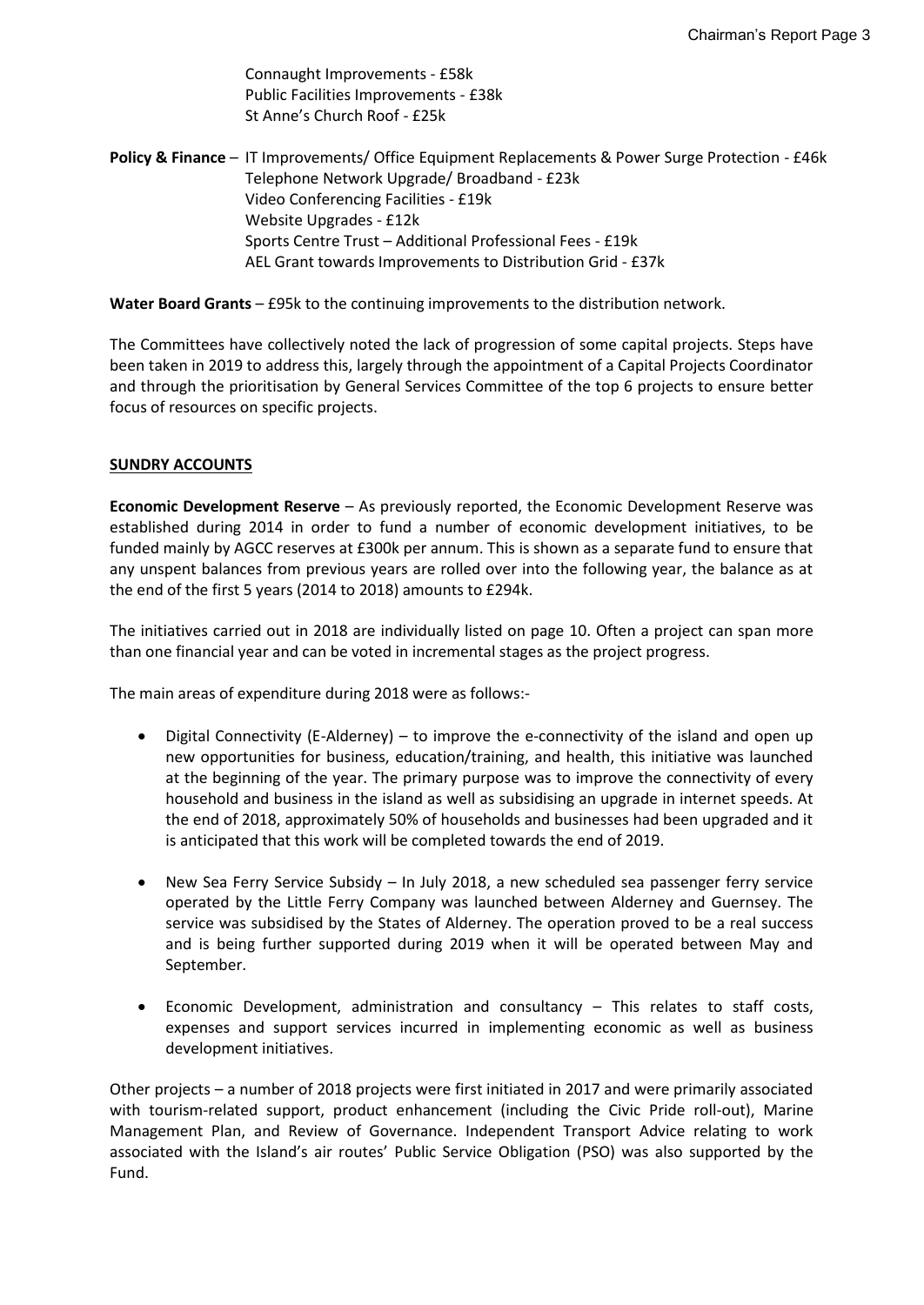Connaught Improvements - £58k
Public Facilities Improvements - £38k
St Anne's Church Roof - £25k

**Policy & Finance** – IT Improvements/ Office Equipment Replacements & Power Surge Protection - £46k
Telephone Network Upgrade/ Broadband - £23k
Video Conferencing Facilities - £19k
Website Upgrades - £12k
Sports Centre Trust – Additional Professional Fees - £19k
AEL Grant towards Improvements to Distribution Grid - £37k

**Water Board Grants** – £95k to the continuing improvements to the distribution network.

The Committees have collectively noted the lack of progression of some capital projects. Steps have been taken in 2019 to address this, largely through the appointment of a Capital Projects Coordinator and through the prioritisation by General Services Committee of the top 6 projects to ensure better focus of resources on specific projects.

**SUNDRY ACCOUNTS**

**Economic Development Reserve** – As previously reported, the Economic Development Reserve was established during 2014 in order to fund a number of economic development initiatives, to be funded mainly by AGCC reserves at £300k per annum. This is shown as a separate fund to ensure that any unspent balances from previous years are rolled over into the following year, the balance as at the end of the first 5 years (2014 to 2018) amounts to £294k.

The initiatives carried out in 2018 are individually listed on page 10. Often a project can span more than one financial year and can be voted in incremental stages as the project progress.

The main areas of expenditure during 2018 were as follows:-

- Digital Connectivity (E-Alderney) – to improve the e-connectivity of the island and open up new opportunities for business, education/training, and health, this initiative was launched at the beginning of the year. The primary purpose was to improve the connectivity of every household and business in the island as well as subsidising an upgrade in internet speeds. At the end of 2018, approximately 50% of households and businesses had been upgraded and it is anticipated that this work will be completed towards the end of 2019.

- New Sea Ferry Service Subsidy – In July 2018, a new scheduled sea passenger ferry service operated by the Little Ferry Company was launched between Alderney and Guernsey. The service was subsidised by the States of Alderney. The operation proved to be a real success and is being further supported during 2019 when it will be operated between May and September.

- Economic Development, administration and consultancy – This relates to staff costs, expenses and support services incurred in implementing economic as well as business development initiatives.

Other projects – a number of 2018 projects were first initiated in 2017 and were primarily associated with tourism-related support, product enhancement (including the Civic Pride roll-out), Marine Management Plan, and Review of Governance. Independent Transport Advice relating to work associated with the Island's air routes' Public Service Obligation (PSO) was also supported by the Fund.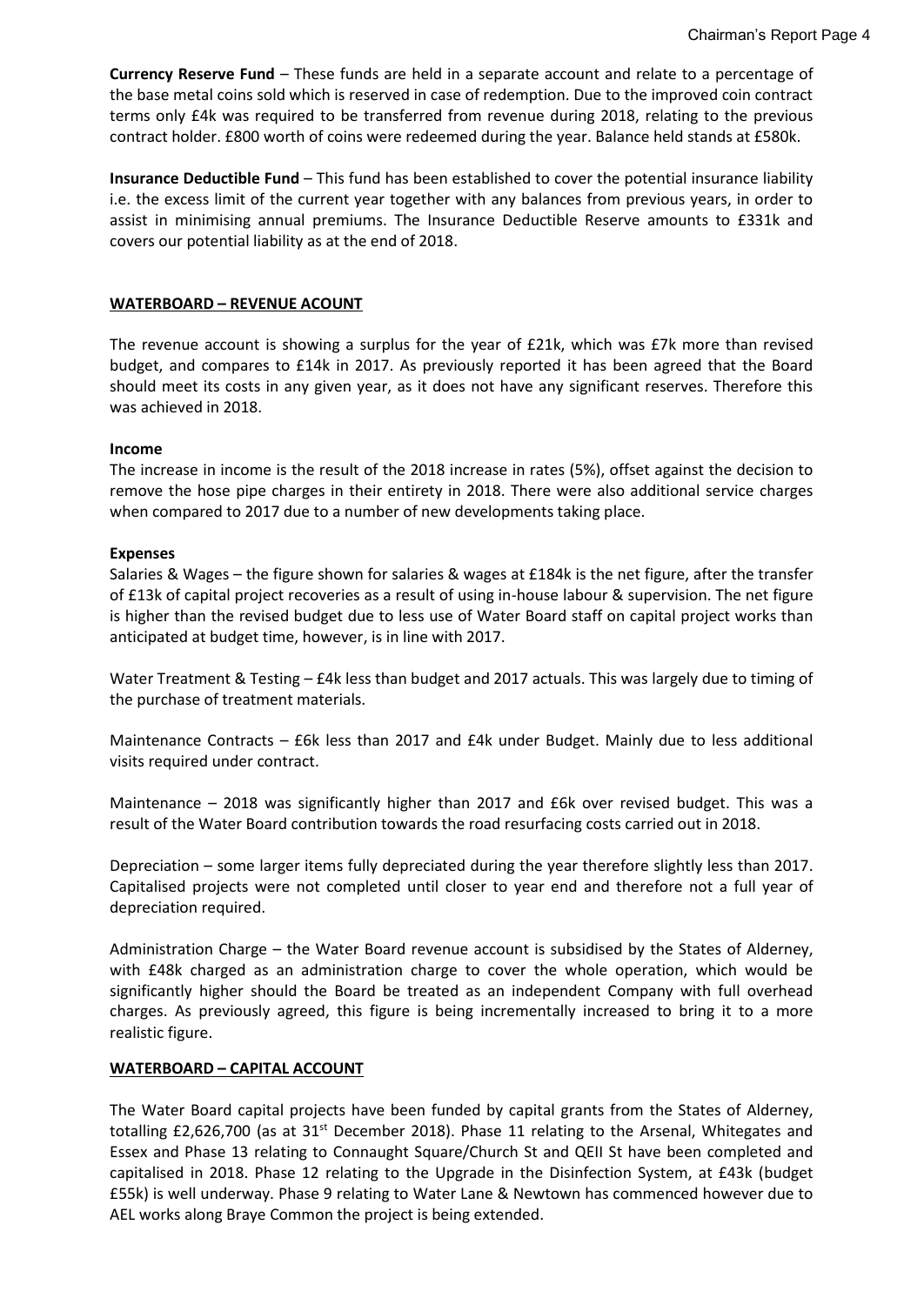**Currency Reserve Fund** – These funds are held in a separate account and relate to a percentage of the base metal coins sold which is reserved in case of redemption. Due to the improved coin contract terms only £4k was required to be transferred from revenue during 2018, relating to the previous contract holder. £800 worth of coins were redeemed during the year. Balance held stands at £580k.

**Insurance Deductible Fund** – This fund has been established to cover the potential insurance liability i.e. the excess limit of the current year together with any balances from previous years, in order to assist in minimising annual premiums. The Insurance Deductible Reserve amounts to £331k and covers our potential liability as at the end of 2018.

## WATERBOARD – REVENUE ACOUNT

The revenue account is showing a surplus for the year of £21k, which was £7k more than revised budget, and compares to £14k in 2017. As previously reported it has been agreed that the Board should meet its costs in any given year, as it does not have any significant reserves. Therefore this was achieved in 2018.

**Income**

The increase in income is the result of the 2018 increase in rates (5%), offset against the decision to remove the hose pipe charges in their entirety in 2018. There were also additional service charges when compared to 2017 due to a number of new developments taking place.

**Expenses**

Salaries & Wages – the figure shown for salaries & wages at £184k is the net figure, after the transfer of £13k of capital project recoveries as a result of using in-house labour & supervision. The net figure is higher than the revised budget due to less use of Water Board staff on capital project works than anticipated at budget time, however, is in line with 2017.

Water Treatment & Testing – £4k less than budget and 2017 actuals. This was largely due to timing of the purchase of treatment materials.

Maintenance Contracts – £6k less than 2017 and £4k under Budget. Mainly due to less additional visits required under contract.

Maintenance – 2018 was significantly higher than 2017 and £6k over revised budget. This was a result of the Water Board contribution towards the road resurfacing costs carried out in 2018.

Depreciation – some larger items fully depreciated during the year therefore slightly less than 2017. Capitalised projects were not completed until closer to year end and therefore not a full year of depreciation required.

Administration Charge – the Water Board revenue account is subsidised by the States of Alderney, with £48k charged as an administration charge to cover the whole operation, which would be significantly higher should the Board be treated as an independent Company with full overhead charges. As previously agreed, this figure is being incrementally increased to bring it to a more realistic figure.

## WATERBOARD – CAPITAL ACCOUNT

The Water Board capital projects have been funded by capital grants from the States of Alderney, totalling £2,626,700 (as at 31st December 2018). Phase 11 relating to the Arsenal, Whitegates and Essex and Phase 13 relating to Connaught Square/Church St and QEII St have been completed and capitalised in 2018. Phase 12 relating to the Upgrade in the Disinfection System, at £43k (budget £55k) is well underway. Phase 9 relating to Water Lane & Newtown has commenced however due to AEL works along Braye Common the project is being extended.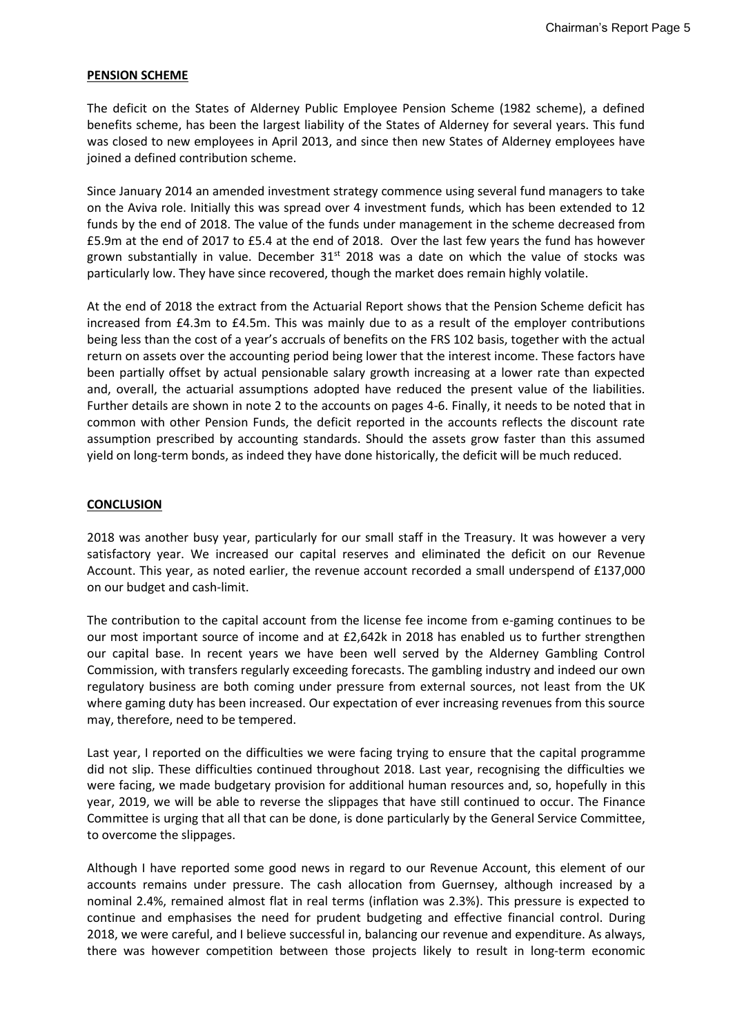## PENSION SCHEME

The deficit on the States of Alderney Public Employee Pension Scheme (1982 scheme), a defined benefits scheme, has been the largest liability of the States of Alderney for several years. This fund was closed to new employees in April 2013, and since then new States of Alderney employees have joined a defined contribution scheme.

Since January 2014 an amended investment strategy commence using several fund managers to take on the Aviva role. Initially this was spread over 4 investment funds, which has been extended to 12 funds by the end of 2018. The value of the funds under management in the scheme decreased from £5.9m at the end of 2017 to £5.4 at the end of 2018. Over the last few years the fund has however grown substantially in value. December 31st 2018 was a date on which the value of stocks was particularly low. They have since recovered, though the market does remain highly volatile.

At the end of 2018 the extract from the Actuarial Report shows that the Pension Scheme deficit has increased from £4.3m to £4.5m. This was mainly due to as a result of the employer contributions being less than the cost of a year's accruals of benefits on the FRS 102 basis, together with the actual return on assets over the accounting period being lower that the interest income. These factors have been partially offset by actual pensionable salary growth increasing at a lower rate than expected and, overall, the actuarial assumptions adopted have reduced the present value of the liabilities. Further details are shown in note 2 to the accounts on pages 4-6. Finally, it needs to be noted that in common with other Pension Funds, the deficit reported in the accounts reflects the discount rate assumption prescribed by accounting standards. Should the assets grow faster than this assumed yield on long-term bonds, as indeed they have done historically, the deficit will be much reduced.

## CONCLUSION

2018 was another busy year, particularly for our small staff in the Treasury. It was however a very satisfactory year. We increased our capital reserves and eliminated the deficit on our Revenue Account. This year, as noted earlier, the revenue account recorded a small underspend of £137,000 on our budget and cash-limit.

The contribution to the capital account from the license fee income from e-gaming continues to be our most important source of income and at £2,642k in 2018 has enabled us to further strengthen our capital base. In recent years we have been well served by the Alderney Gambling Control Commission, with transfers regularly exceeding forecasts. The gambling industry and indeed our own regulatory business are both coming under pressure from external sources, not least from the UK where gaming duty has been increased. Our expectation of ever increasing revenues from this source may, therefore, need to be tempered.

Last year, I reported on the difficulties we were facing trying to ensure that the capital programme did not slip. These difficulties continued throughout 2018. Last year, recognising the difficulties we were facing, we made budgetary provision for additional human resources and, so, hopefully in this year, 2019, we will be able to reverse the slippages that have still continued to occur. The Finance Committee is urging that all that can be done, is done particularly by the General Service Committee, to overcome the slippages.

Although I have reported some good news in regard to our Revenue Account, this element of our accounts remains under pressure. The cash allocation from Guernsey, although increased by a nominal 2.4%, remained almost flat in real terms (inflation was 2.3%). This pressure is expected to continue and emphasises the need for prudent budgeting and effective financial control. During 2018, we were careful, and I believe successful in, balancing our revenue and expenditure. As always, there was however competition between those projects likely to result in long-term economic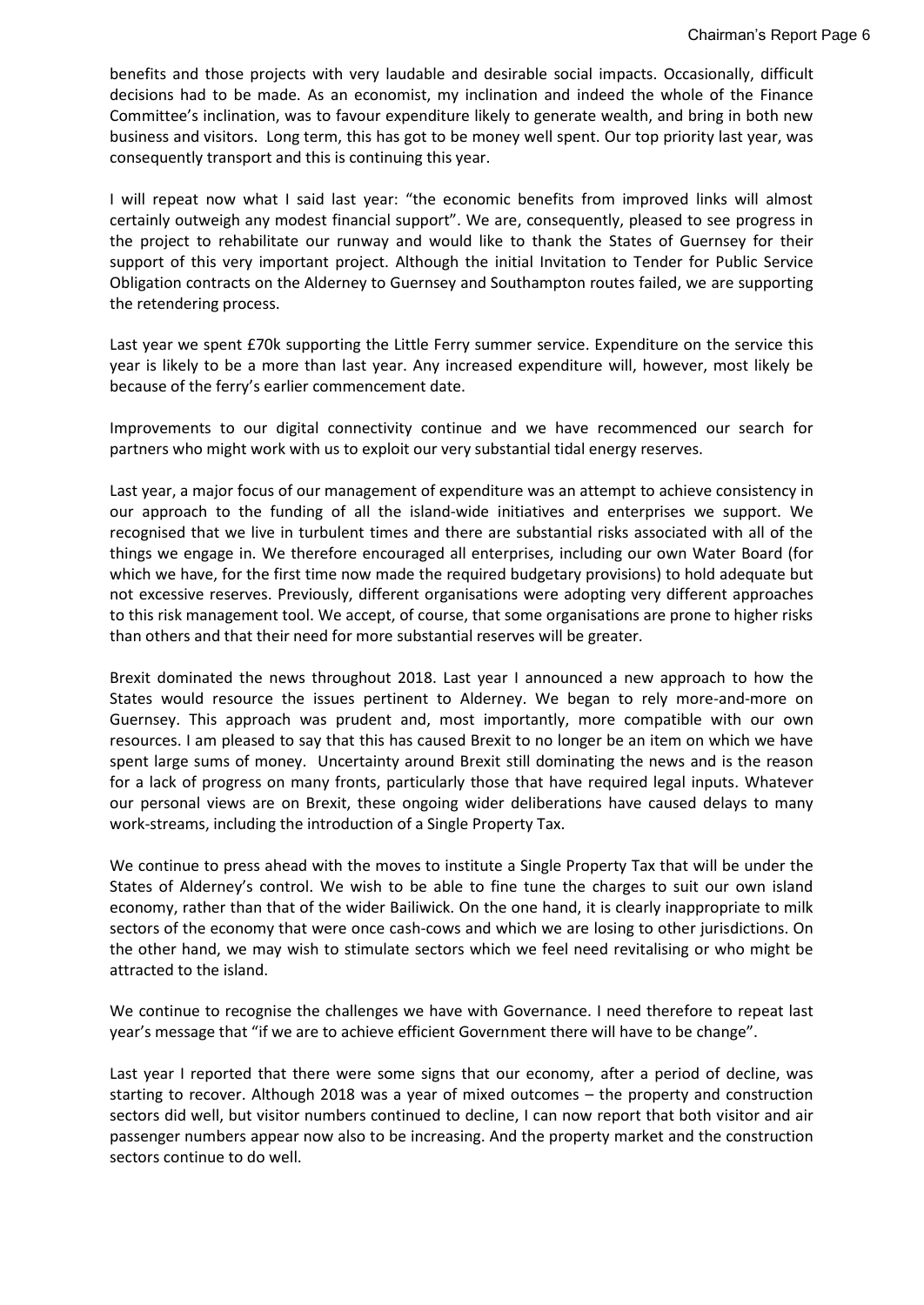benefits and those projects with very laudable and desirable social impacts. Occasionally, difficult decisions had to be made. As an economist, my inclination and indeed the whole of the Finance Committee's inclination, was to favour expenditure likely to generate wealth, and bring in both new business and visitors. Long term, this has got to be money well spent. Our top priority last year, was consequently transport and this is continuing this year.

I will repeat now what I said last year: "the economic benefits from improved links will almost certainly outweigh any modest financial support". We are, consequently, pleased to see progress in the project to rehabilitate our runway and would like to thank the States of Guernsey for their support of this very important project. Although the initial Invitation to Tender for Public Service Obligation contracts on the Alderney to Guernsey and Southampton routes failed, we are supporting the retendering process.

Last year we spent £70k supporting the Little Ferry summer service. Expenditure on the service this year is likely to be a more than last year. Any increased expenditure will, however, most likely be because of the ferry's earlier commencement date.

Improvements to our digital connectivity continue and we have recommenced our search for partners who might work with us to exploit our very substantial tidal energy reserves.

Last year, a major focus of our management of expenditure was an attempt to achieve consistency in our approach to the funding of all the island-wide initiatives and enterprises we support. We recognised that we live in turbulent times and there are substantial risks associated with all of the things we engage in. We therefore encouraged all enterprises, including our own Water Board (for which we have, for the first time now made the required budgetary provisions) to hold adequate but not excessive reserves. Previously, different organisations were adopting very different approaches to this risk management tool. We accept, of course, that some organisations are prone to higher risks than others and that their need for more substantial reserves will be greater.

Brexit dominated the news throughout 2018. Last year I announced a new approach to how the States would resource the issues pertinent to Alderney. We began to rely more-and-more on Guernsey. This approach was prudent and, most importantly, more compatible with our own resources. I am pleased to say that this has caused Brexit to no longer be an item on which we have spent large sums of money. Uncertainty around Brexit still dominating the news and is the reason for a lack of progress on many fronts, particularly those that have required legal inputs. Whatever our personal views are on Brexit, these ongoing wider deliberations have caused delays to many work-streams, including the introduction of a Single Property Tax.

We continue to press ahead with the moves to institute a Single Property Tax that will be under the States of Alderney's control. We wish to be able to fine tune the charges to suit our own island economy, rather than that of the wider Bailiwick. On the one hand, it is clearly inappropriate to milk sectors of the economy that were once cash-cows and which we are losing to other jurisdictions. On the other hand, we may wish to stimulate sectors which we feel need revitalising or who might be attracted to the island.

We continue to recognise the challenges we have with Governance. I need therefore to repeat last year's message that "if we are to achieve efficient Government there will have to be change".

Last year I reported that there were some signs that our economy, after a period of decline, was starting to recover. Although 2018 was a year of mixed outcomes – the property and construction sectors did well, but visitor numbers continued to decline, I can now report that both visitor and air passenger numbers appear now also to be increasing. And the property market and the construction sectors continue to do well.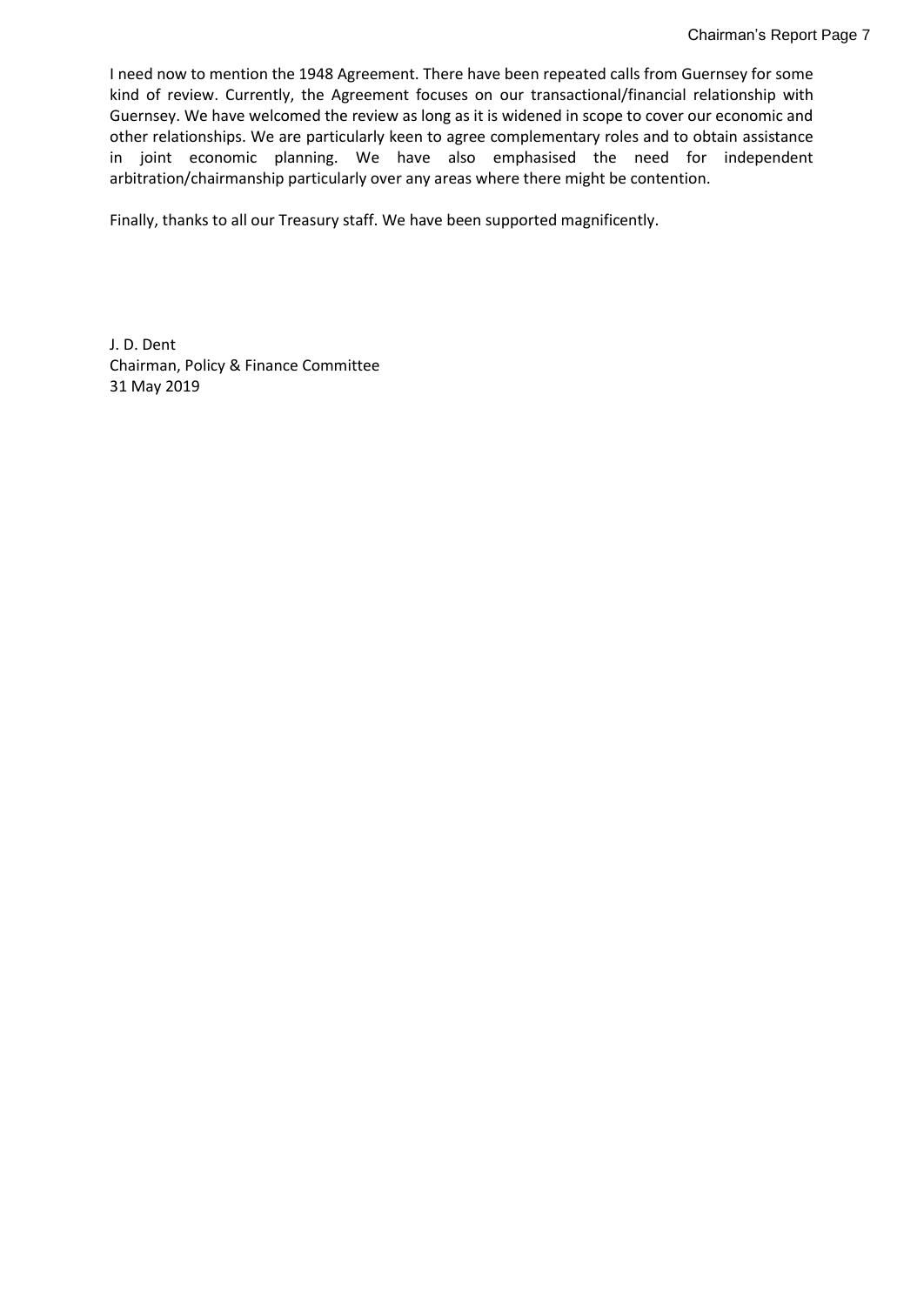I need now to mention the 1948 Agreement. There have been repeated calls from Guernsey for some kind of review. Currently, the Agreement focuses on our transactional/financial relationship with Guernsey. We have welcomed the review as long as it is widened in scope to cover our economic and other relationships. We are particularly keen to agree complementary roles and to obtain assistance in joint economic planning. We have also emphasised the need for independent arbitration/chairmanship particularly over any areas where there might be contention.

Finally, thanks to all our Treasury staff. We have been supported magnificently.

J. D. Dent  
Chairman, Policy & Finance Committee  
31 May 2019